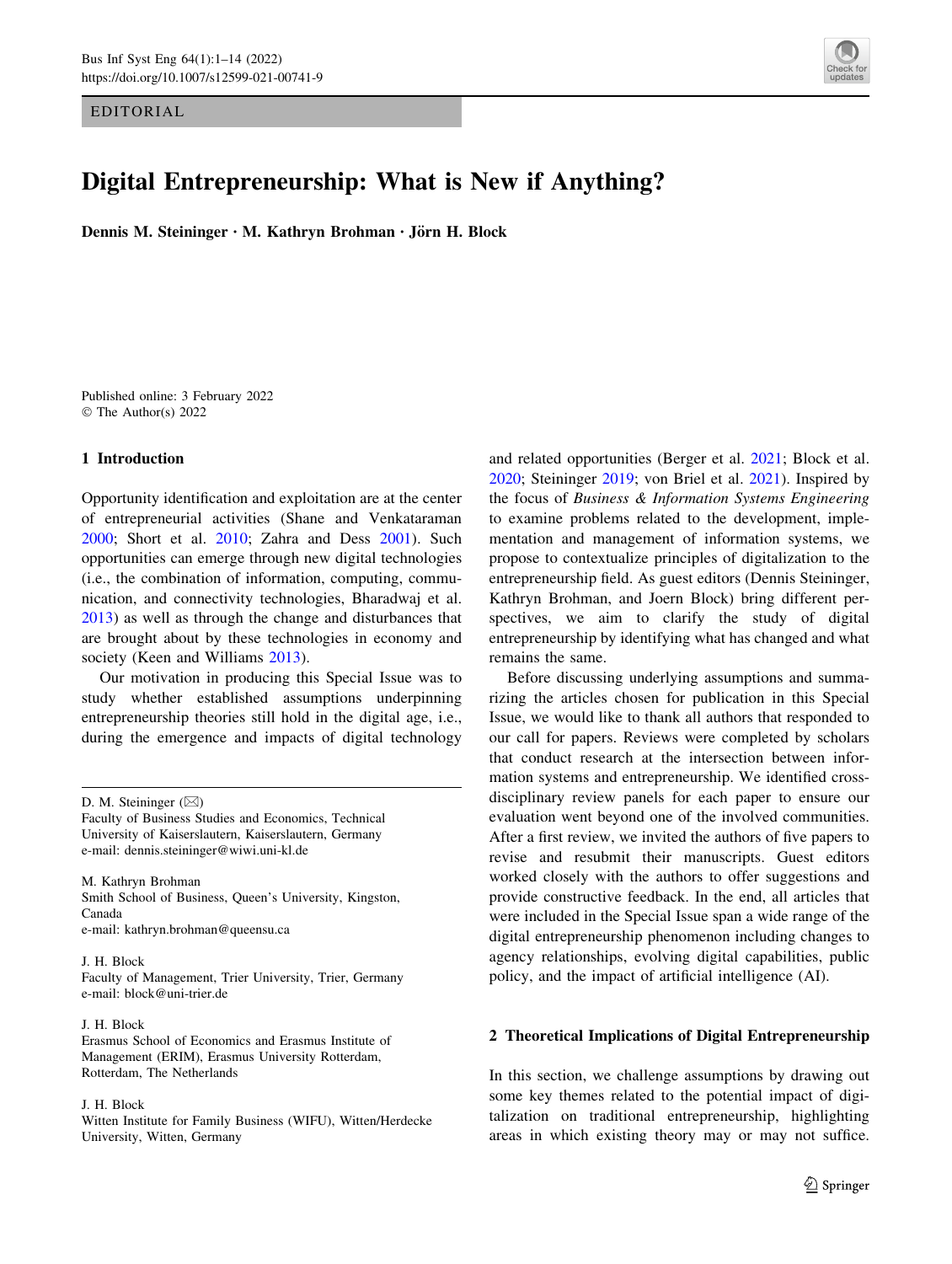EDITORIAL

# Digital Entrepreneurship: What is New if Anything?

**Dennis M. Steininger · M. Kathryn Brohman · Jörn H. Block**

Published online: 3 February 2022
© The Author(s) 2022

## 1 Introduction

Opportunity identification and exploitation are at the center of entrepreneurial activities (Shane and Venkataraman 2000; Short et al. 2010; Zahra and Dess 2001). Such opportunities can emerge through new digital technologies (i.e., the combination of information, computing, communication, and connectivity technologies, Bharadwaj et al. 2013) as well as through the change and disturbances that are brought about by these technologies in economy and society (Keen and Williams 2013).

Our motivation in producing this Special Issue was to study whether established assumptions underpinning entrepreneurship theories still hold in the digital age, i.e., during the emergence and impacts of digital technology and related opportunities (Berger et al. 2021; Block et al. 2020; Steininger 2019; von Briel et al. 2021). Inspired by the focus of *Business & Information Systems Engineering* to examine problems related to the development, implementation and management of information systems, we propose to contextualize principles of digitalization to the entrepreneurship field. As guest editors (Dennis Steininger, Kathryn Brohman, and Joern Block) bring different perspectives, we aim to clarify the study of digital entrepreneurship by identifying what has changed and what remains the same.

Before discussing underlying assumptions and summarizing the articles chosen for publication in this Special Issue, we would like to thank all authors that responded to our call for papers. Reviews were completed by scholars that conduct research at the intersection between information systems and entrepreneurship. We identified cross-disciplinary review panels for each paper to ensure our evaluation went beyond one of the involved communities. After a first review, we invited the authors of five papers to revise and resubmit their manuscripts. Guest editors worked closely with the authors to offer suggestions and provide constructive feedback. In the end, all articles that were included in the Special Issue span a wide range of the digital entrepreneurship phenomenon including changes to agency relationships, evolving digital capabilities, public policy, and the impact of artificial intelligence (AI).

## 2 Theoretical Implications of Digital Entrepreneurship

In this section, we challenge assumptions by drawing out some key themes related to the potential impact of digitalization on traditional entrepreneurship, highlighting areas in which existing theory may or may not suffice.

---

D. M. Steininger (✉)
Faculty of Business Studies and Economics, Technical University of Kaiserslautern, Kaiserslautern, Germany
e-mail: dennis.steininger@wiwi.uni-kl.de

M. Kathryn Brohman
Smith School of Business, Queen's University, Kingston, Canada
e-mail: kathryn.brohman@queensu.ca

J. H. Block
Faculty of Management, Trier University, Trier, Germany
e-mail: block@uni-trier.de

J. H. Block
Erasmus School of Economics and Erasmus Institute of Management (ERIM), Erasmus University Rotterdam, Rotterdam, The Netherlands

J. H. Block
Witten Institute for Family Business (WIFU), Witten/Herdecke University, Witten, Germany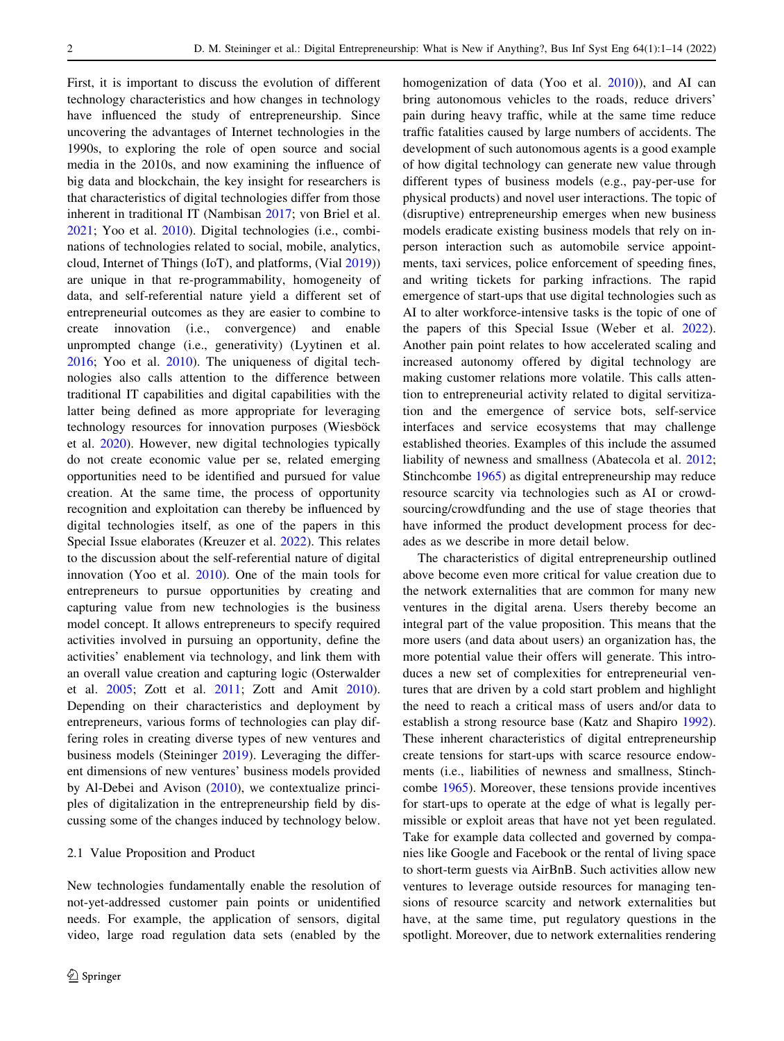First, it is important to discuss the evolution of different technology characteristics and how changes in technology have influenced the study of entrepreneurship. Since uncovering the advantages of Internet technologies in the 1990s, to exploring the role of open source and social media in the 2010s, and now examining the influence of big data and blockchain, the key insight for researchers is that characteristics of digital technologies differ from those inherent in traditional IT (Nambisan 2017; von Briel et al. 2021; Yoo et al. 2010). Digital technologies (i.e., combinations of technologies related to social, mobile, analytics, cloud, Internet of Things (IoT), and platforms, (Vial 2019)) are unique in that re-programmability, homogeneity of data, and self-referential nature yield a different set of entrepreneurial outcomes as they are easier to combine to create innovation (i.e., convergence) and enable unprompted change (i.e., generativity) (Lyytinen et al. 2016; Yoo et al. 2010). The uniqueness of digital technologies also calls attention to the difference between traditional IT capabilities and digital capabilities with the latter being defined as more appropriate for leveraging technology resources for innovation purposes (Wiesböck et al. 2020). However, new digital technologies typically do not create economic value per se, related emerging opportunities need to be identified and pursued for value creation. At the same time, the process of opportunity recognition and exploitation can thereby be influenced by digital technologies itself, as one of the papers in this Special Issue elaborates (Kreuzer et al. 2022). This relates to the discussion about the self-referential nature of digital innovation (Yoo et al. 2010). One of the main tools for entrepreneurs to pursue opportunities by creating and capturing value from new technologies is the business model concept. It allows entrepreneurs to specify required activities involved in pursuing an opportunity, define the activities' enablement via technology, and link them with an overall value creation and capturing logic (Osterwalder et al. 2005; Zott et al. 2011; Zott and Amit 2010). Depending on their characteristics and deployment by entrepreneurs, various forms of technologies can play differing roles in creating diverse types of new ventures and business models (Steininger 2019). Leveraging the different dimensions of new ventures' business models provided by Al-Debei and Avison (2010), we contextualize principles of digitalization in the entrepreneurship field by discussing some of the changes induced by technology below.

### 2.1 Value Proposition and Product

New technologies fundamentally enable the resolution of not-yet-addressed customer pain points or unidentified needs. For example, the application of sensors, digital video, large road regulation data sets (enabled by the homogenization of data (Yoo et al. 2010)), and AI can bring autonomous vehicles to the roads, reduce drivers' pain during heavy traffic, while at the same time reduce traffic fatalities caused by large numbers of accidents. The development of such autonomous agents is a good example of how digital technology can generate new value through different types of business models (e.g., pay-per-use for physical products) and novel user interactions. The topic of (disruptive) entrepreneurship emerges when new business models eradicate existing business models that rely on in-person interaction such as automobile service appointments, taxi services, police enforcement of speeding fines, and writing tickets for parking infractions. The rapid emergence of start-ups that use digital technologies such as AI to alter workforce-intensive tasks is the topic of one of the papers of this Special Issue (Weber et al. 2022). Another pain point relates to how accelerated scaling and increased autonomy offered by digital technology are making customer relations more volatile. This calls attention to entrepreneurial activity related to digital servitization and the emergence of service bots, self-service interfaces and service ecosystems that may challenge established theories. Examples of this include the assumed liability of newness and smallness (Abatecola et al. 2012; Stinchcombe 1965) as digital entrepreneurship may reduce resource scarcity via technologies such as AI or crowdsourcing/crowdfunding and the use of stage theories that have informed the product development process for decades as we describe in more detail below.

The characteristics of digital entrepreneurship outlined above become even more critical for value creation due to the network externalities that are common for many new ventures in the digital arena. Users thereby become an integral part of the value proposition. This means that the more users (and data about users) an organization has, the more potential value their offers will generate. This introduces a new set of complexities for entrepreneurial ventures that are driven by a cold start problem and highlight the need to reach a critical mass of users and/or data to establish a strong resource base (Katz and Shapiro 1992). These inherent characteristics of digital entrepreneurship create tensions for start-ups with scarce resource endowments (i.e., liabilities of newness and smallness, Stinchcombe 1965). Moreover, these tensions provide incentives for start-ups to operate at the edge of what is legally permissible or exploit areas that have not yet been regulated. Take for example data collected and governed by companies like Google and Facebook or the rental of living space to short-term guests via AirBnB. Such activities allow new ventures to leverage outside resources for managing tensions of resource scarcity and network externalities but have, at the same time, put regulatory questions in the spotlight. Moreover, due to network externalities rendering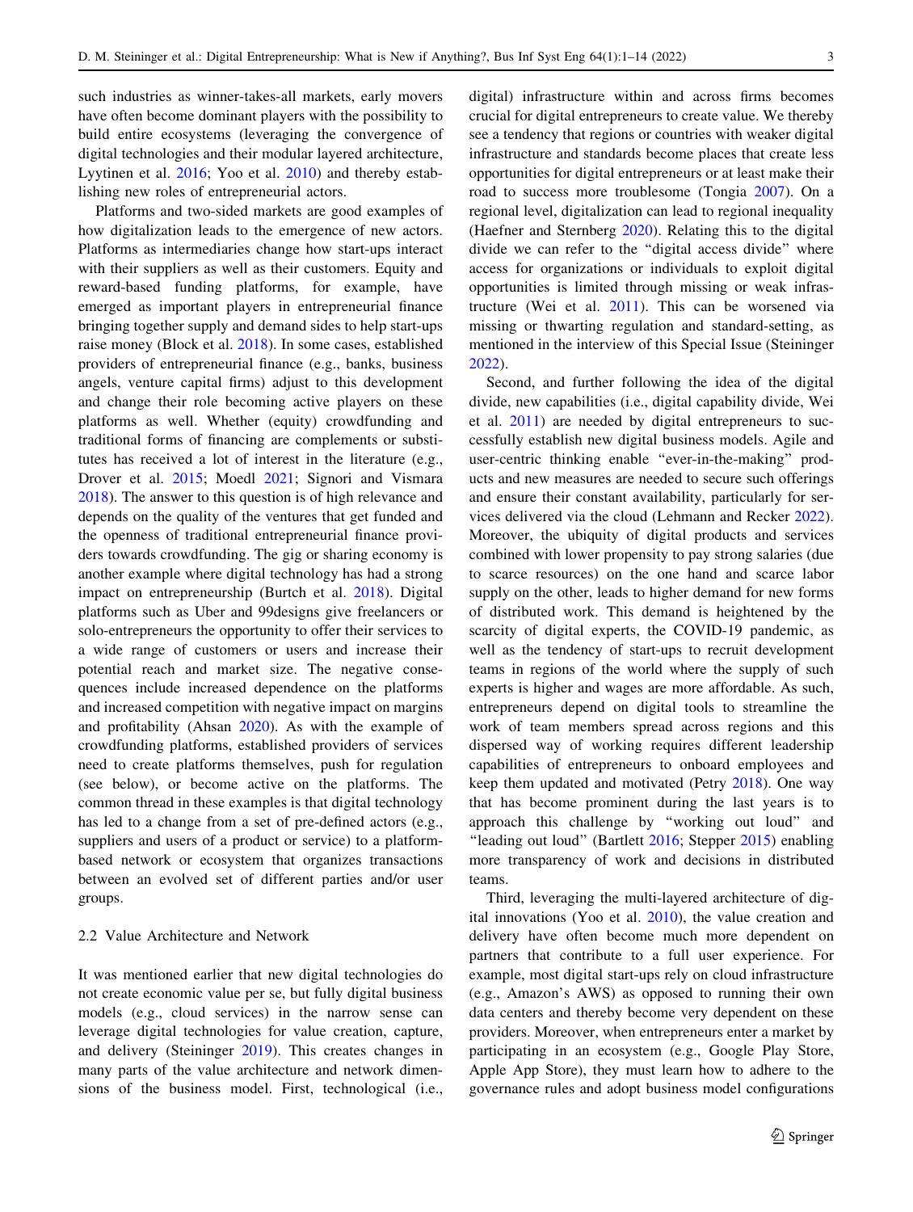such industries as winner-takes-all markets, early movers have often become dominant players with the possibility to build entire ecosystems (leveraging the convergence of digital technologies and their modular layered architecture, Lyytinen et al. 2016; Yoo et al. 2010) and thereby establishing new roles of entrepreneurial actors.

Platforms and two-sided markets are good examples of how digitalization leads to the emergence of new actors. Platforms as intermediaries change how start-ups interact with their suppliers as well as their customers. Equity and reward-based funding platforms, for example, have emerged as important players in entrepreneurial finance bringing together supply and demand sides to help start-ups raise money (Block et al. 2018). In some cases, established providers of entrepreneurial finance (e.g., banks, business angels, venture capital firms) adjust to this development and change their role becoming active players on these platforms as well. Whether (equity) crowdfunding and traditional forms of financing are complements or substitutes has received a lot of interest in the literature (e.g., Drover et al. 2015; Moedl 2021; Signori and Vismara 2018). The answer to this question is of high relevance and depends on the quality of the ventures that get funded and the openness of traditional entrepreneurial finance providers towards crowdfunding. The gig or sharing economy is another example where digital technology has had a strong impact on entrepreneurship (Burtch et al. 2018). Digital platforms such as Uber and 99designs give freelancers or solo-entrepreneurs the opportunity to offer their services to a wide range of customers or users and increase their potential reach and market size. The negative consequences include increased dependence on the platforms and increased competition with negative impact on margins and profitability (Ahsan 2020). As with the example of crowdfunding platforms, established providers of services need to create platforms themselves, push for regulation (see below), or become active on the platforms. The common thread in these examples is that digital technology has led to a change from a set of pre-defined actors (e.g., suppliers and users of a product or service) to a platform-based network or ecosystem that organizes transactions between an evolved set of different parties and/or user groups.

### 2.2 Value Architecture and Network

It was mentioned earlier that new digital technologies do not create economic value per se, but fully digital business models (e.g., cloud services) in the narrow sense can leverage digital technologies for value creation, capture, and delivery (Steininger 2019). This creates changes in many parts of the value architecture and network dimensions of the business model. First, technological (i.e., digital) infrastructure within and across firms becomes crucial for digital entrepreneurs to create value. We thereby see a tendency that regions or countries with weaker digital infrastructure and standards become places that create less opportunities for digital entrepreneurs or at least make their road to success more troublesome (Tongia 2007). On a regional level, digitalization can lead to regional inequality (Haefner and Sternberg 2020). Relating this to the digital divide we can refer to the "digital access divide" where access for organizations or individuals to exploit digital opportunities is limited through missing or weak infrastructure (Wei et al. 2011). This can be worsened via missing or thwarting regulation and standard-setting, as mentioned in the interview of this Special Issue (Steininger 2022).

Second, and further following the idea of the digital divide, new capabilities (i.e., digital capability divide, Wei et al. 2011) are needed by digital entrepreneurs to successfully establish new digital business models. Agile and user-centric thinking enable "ever-in-the-making" products and new measures are needed to secure such offerings and ensure their constant availability, particularly for services delivered via the cloud (Lehmann and Recker 2022). Moreover, the ubiquity of digital products and services combined with lower propensity to pay strong salaries (due to scarce resources) on the one hand and scarce labor supply on the other, leads to higher demand for new forms of distributed work. This demand is heightened by the scarcity of digital experts, the COVID-19 pandemic, as well as the tendency of start-ups to recruit development teams in regions of the world where the supply of such experts is higher and wages are more affordable. As such, entrepreneurs depend on digital tools to streamline the work of team members spread across regions and this dispersed way of working requires different leadership capabilities of entrepreneurs to onboard employees and keep them updated and motivated (Petry 2018). One way that has become prominent during the last years is to approach this challenge by "working out loud" and "leading out loud" (Bartlett 2016; Stepper 2015) enabling more transparency of work and decisions in distributed teams.

Third, leveraging the multi-layered architecture of digital innovations (Yoo et al. 2010), the value creation and delivery have often become much more dependent on partners that contribute to a full user experience. For example, most digital start-ups rely on cloud infrastructure (e.g., Amazon's AWS) as opposed to running their own data centers and thereby become very dependent on these providers. Moreover, when entrepreneurs enter a market by participating in an ecosystem (e.g., Google Play Store, Apple App Store), they must learn how to adhere to the governance rules and adopt business model configurations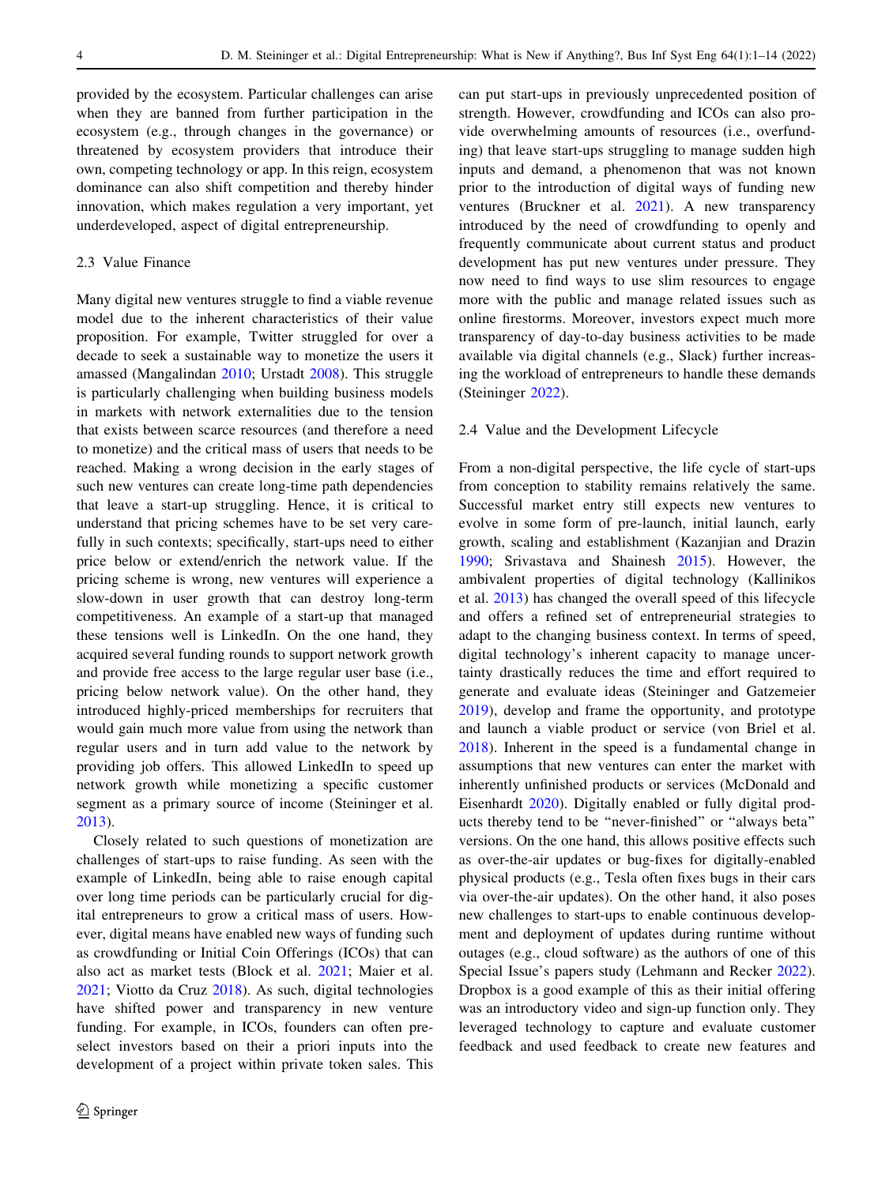provided by the ecosystem. Particular challenges can arise when they are banned from further participation in the ecosystem (e.g., through changes in the governance) or threatened by ecosystem providers that introduce their own, competing technology or app. In this reign, ecosystem dominance can also shift competition and thereby hinder innovation, which makes regulation a very important, yet underdeveloped, aspect of digital entrepreneurship.

### 2.3 Value Finance

Many digital new ventures struggle to find a viable revenue model due to the inherent characteristics of their value proposition. For example, Twitter struggled for over a decade to seek a sustainable way to monetize the users it amassed (Mangalindan 2010; Urstadt 2008). This struggle is particularly challenging when building business models in markets with network externalities due to the tension that exists between scarce resources (and therefore a need to monetize) and the critical mass of users that needs to be reached. Making a wrong decision in the early stages of such new ventures can create long-time path dependencies that leave a start-up struggling. Hence, it is critical to understand that pricing schemes have to be set very carefully in such contexts; specifically, start-ups need to either price below or extend/enrich the network value. If the pricing scheme is wrong, new ventures will experience a slow-down in user growth that can destroy long-term competitiveness. An example of a start-up that managed these tensions well is LinkedIn. On the one hand, they acquired several funding rounds to support network growth and provide free access to the large regular user base (i.e., pricing below network value). On the other hand, they introduced highly-priced memberships for recruiters that would gain much more value from using the network than regular users and in turn add value to the network by providing job offers. This allowed LinkedIn to speed up network growth while monetizing a specific customer segment as a primary source of income (Steininger et al. 2013).

Closely related to such questions of monetization are challenges of start-ups to raise funding. As seen with the example of LinkedIn, being able to raise enough capital over long time periods can be particularly crucial for digital entrepreneurs to grow a critical mass of users. However, digital means have enabled new ways of funding such as crowdfunding or Initial Coin Offerings (ICOs) that can also act as market tests (Block et al. 2021; Maier et al. 2021; Viotto da Cruz 2018). As such, digital technologies have shifted power and transparency in new venture funding. For example, in ICOs, founders can often preselect investors based on their a priori inputs into the development of a project within private token sales. This can put start-ups in previously unprecedented position of strength. However, crowdfunding and ICOs can also provide overwhelming amounts of resources (i.e., overfunding) that leave start-ups struggling to manage sudden high inputs and demand, a phenomenon that was not known prior to the introduction of digital ways of funding new ventures (Bruckner et al. 2021). A new transparency introduced by the need of crowdfunding to openly and frequently communicate about current status and product development has put new ventures under pressure. They now need to find ways to use slim resources to engage more with the public and manage related issues such as online firestorms. Moreover, investors expect much more transparency of day-to-day business activities to be made available via digital channels (e.g., Slack) further increasing the workload of entrepreneurs to handle these demands (Steininger 2022).

### 2.4 Value and the Development Lifecycle

From a non-digital perspective, the life cycle of start-ups from conception to stability remains relatively the same. Successful market entry still expects new ventures to evolve in some form of pre-launch, initial launch, early growth, scaling and establishment (Kazanjian and Drazin 1990; Srivastava and Shainesh 2015). However, the ambivalent properties of digital technology (Kallinikos et al. 2013) has changed the overall speed of this lifecycle and offers a refined set of entrepreneurial strategies to adapt to the changing business context. In terms of speed, digital technology's inherent capacity to manage uncertainty drastically reduces the time and effort required to generate and evaluate ideas (Steininger and Gatzemeier 2019), develop and frame the opportunity, and prototype and launch a viable product or service (von Briel et al. 2018). Inherent in the speed is a fundamental change in assumptions that new ventures can enter the market with inherently unfinished products or services (McDonald and Eisenhardt 2020). Digitally enabled or fully digital products thereby tend to be "never-finished" or "always beta" versions. On the one hand, this allows positive effects such as over-the-air updates or bug-fixes for digitally-enabled physical products (e.g., Tesla often fixes bugs in their cars via over-the-air updates). On the other hand, it also poses new challenges to start-ups to enable continuous development and deployment of updates during runtime without outages (e.g., cloud software) as the authors of one of this Special Issue's papers study (Lehmann and Recker 2022). Dropbox is a good example of this as their initial offering was an introductory video and sign-up function only. They leveraged technology to capture and evaluate customer feedback and used feedback to create new features and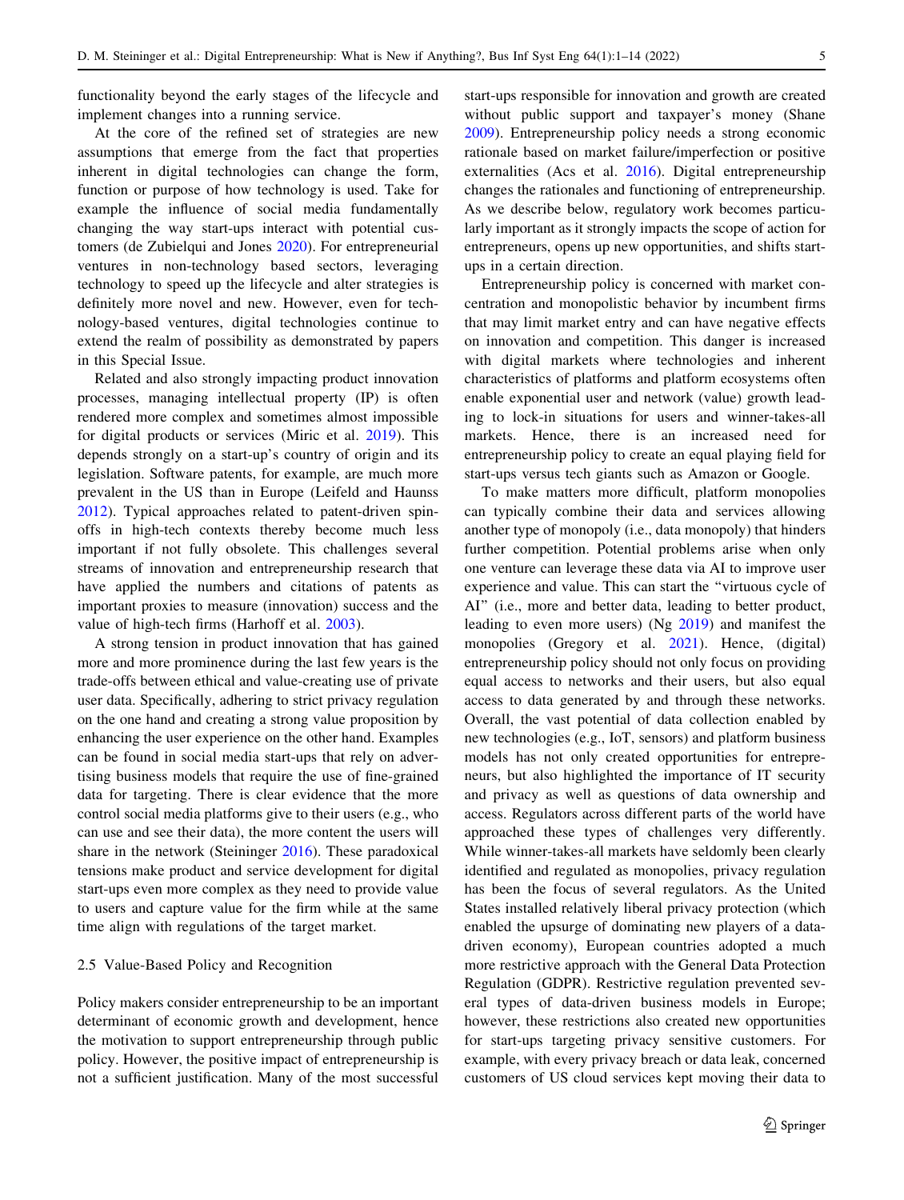functionality beyond the early stages of the lifecycle and implement changes into a running service.

At the core of the refined set of strategies are new assumptions that emerge from the fact that properties inherent in digital technologies can change the form, function or purpose of how technology is used. Take for example the influence of social media fundamentally changing the way start-ups interact with potential customers (de Zubielqui and Jones 2020). For entrepreneurial ventures in non-technology based sectors, leveraging technology to speed up the lifecycle and alter strategies is definitely more novel and new. However, even for technology-based ventures, digital technologies continue to extend the realm of possibility as demonstrated by papers in this Special Issue.

Related and also strongly impacting product innovation processes, managing intellectual property (IP) is often rendered more complex and sometimes almost impossible for digital products or services (Miric et al. 2019). This depends strongly on a start-up's country of origin and its legislation. Software patents, for example, are much more prevalent in the US than in Europe (Leifeld and Haunss 2012). Typical approaches related to patent-driven spin-offs in high-tech contexts thereby become much less important if not fully obsolete. This challenges several streams of innovation and entrepreneurship research that have applied the numbers and citations of patents as important proxies to measure (innovation) success and the value of high-tech firms (Harhoff et al. 2003).

A strong tension in product innovation that has gained more and more prominence during the last few years is the trade-offs between ethical and value-creating use of private user data. Specifically, adhering to strict privacy regulation on the one hand and creating a strong value proposition by enhancing the user experience on the other hand. Examples can be found in social media start-ups that rely on advertising business models that require the use of fine-grained data for targeting. There is clear evidence that the more control social media platforms give to their users (e.g., who can use and see their data), the more content the users will share in the network (Steininger 2016). These paradoxical tensions make product and service development for digital start-ups even more complex as they need to provide value to users and capture value for the firm while at the same time align with regulations of the target market.

### 2.5 Value-Based Policy and Recognition

Policy makers consider entrepreneurship to be an important determinant of economic growth and development, hence the motivation to support entrepreneurship through public policy. However, the positive impact of entrepreneurship is not a sufficient justification. Many of the most successful start-ups responsible for innovation and growth are created without public support and taxpayer's money (Shane 2009). Entrepreneurship policy needs a strong economic rationale based on market failure/imperfection or positive externalities (Acs et al. 2016). Digital entrepreneurship changes the rationales and functioning of entrepreneurship. As we describe below, regulatory work becomes particularly important as it strongly impacts the scope of action for entrepreneurs, opens up new opportunities, and shifts start-ups in a certain direction.

Entrepreneurship policy is concerned with market concentration and monopolistic behavior by incumbent firms that may limit market entry and can have negative effects on innovation and competition. This danger is increased with digital markets where technologies and inherent characteristics of platforms and platform ecosystems often enable exponential user and network (value) growth leading to lock-in situations for users and winner-takes-all markets. Hence, there is an increased need for entrepreneurship policy to create an equal playing field for start-ups versus tech giants such as Amazon or Google.

To make matters more difficult, platform monopolies can typically combine their data and services allowing another type of monopoly (i.e., data monopoly) that hinders further competition. Potential problems arise when only one venture can leverage these data via AI to improve user experience and value. This can start the "virtuous cycle of AI" (i.e., more and better data, leading to better product, leading to even more users) (Ng 2019) and manifest the monopolies (Gregory et al. 2021). Hence, (digital) entrepreneurship policy should not only focus on providing equal access to networks and their users, but also equal access to data generated by and through these networks. Overall, the vast potential of data collection enabled by new technologies (e.g., IoT, sensors) and platform business models has not only created opportunities for entrepreneurs, but also highlighted the importance of IT security and privacy as well as questions of data ownership and access. Regulators across different parts of the world have approached these types of challenges very differently. While winner-takes-all markets have seldomly been clearly identified and regulated as monopolies, privacy regulation has been the focus of several regulators. As the United States installed relatively liberal privacy protection (which enabled the upsurge of dominating new players of a data-driven economy), European countries adopted a much more restrictive approach with the General Data Protection Regulation (GDPR). Restrictive regulation prevented several types of data-driven business models in Europe; however, these restrictions also created new opportunities for start-ups targeting privacy sensitive customers. For example, with every privacy breach or data leak, concerned customers of US cloud services kept moving their data to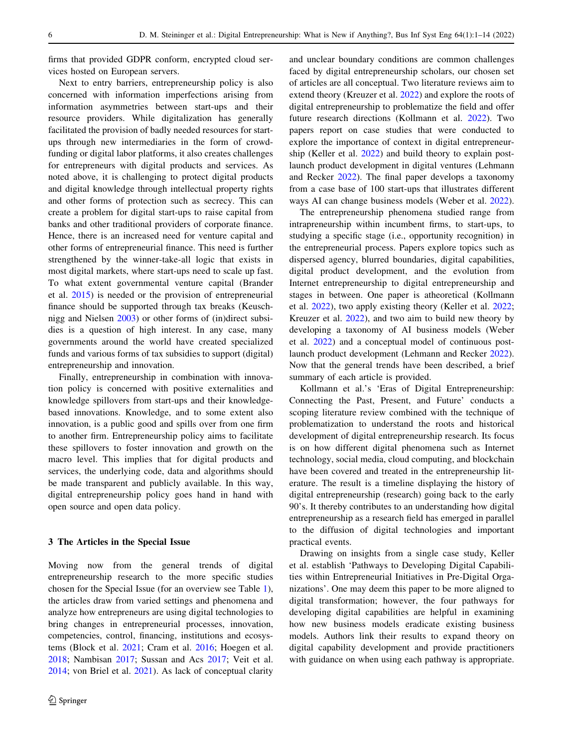firms that provided GDPR conform, encrypted cloud services hosted on European servers.

Next to entry barriers, entrepreneurship policy is also concerned with information imperfections arising from information asymmetries between start-ups and their resource providers. While digitalization has generally facilitated the provision of badly needed resources for start-ups through new intermediaries in the form of crowdfunding or digital labor platforms, it also creates challenges for entrepreneurs with digital products and services. As noted above, it is challenging to protect digital products and digital knowledge through intellectual property rights and other forms of protection such as secrecy. This can create a problem for digital start-ups to raise capital from banks and other traditional providers of corporate finance. Hence, there is an increased need for venture capital and other forms of entrepreneurial finance. This need is further strengthened by the winner-take-all logic that exists in most digital markets, where start-ups need to scale up fast. To what extent governmental venture capital (Brander et al. 2015) is needed or the provision of entrepreneurial finance should be supported through tax breaks (Keuschnigg and Nielsen 2003) or other forms of (in)direct subsidies is a question of high interest. In any case, many governments around the world have created specialized funds and various forms of tax subsidies to support (digital) entrepreneurship and innovation.

Finally, entrepreneurship in combination with innovation policy is concerned with positive externalities and knowledge spillovers from start-ups and their knowledge-based innovations. Knowledge, and to some extent also innovation, is a public good and spills over from one firm to another firm. Entrepreneurship policy aims to facilitate these spillovers to foster innovation and growth on the macro level. This implies that for digital products and services, the underlying code, data and algorithms should be made transparent and publicly available. In this way, digital entrepreneurship policy goes hand in hand with open source and open data policy.

## 3 The Articles in the Special Issue

Moving now from the general trends of digital entrepreneurship research to the more specific studies chosen for the Special Issue (for an overview see Table 1), the articles draw from varied settings and phenomena and analyze how entrepreneurs are using digital technologies to bring changes in entrepreneurial processes, innovation, competencies, control, financing, institutions and ecosystems (Block et al. 2021; Cram et al. 2016; Hoegen et al. 2018; Nambisan 2017; Sussan and Acs 2017; Veit et al. 2014; von Briel et al. 2021). As lack of conceptual clarity and unclear boundary conditions are common challenges faced by digital entrepreneurship scholars, our chosen set of articles are all conceptual. Two literature reviews aim to extend theory (Kreuzer et al. 2022) and explore the roots of digital entrepreneurship to problematize the field and offer future research directions (Kollmann et al. 2022). Two papers report on case studies that were conducted to explore the importance of context in digital entrepreneurship (Keller et al. 2022) and build theory to explain post-launch product development in digital ventures (Lehmann and Recker 2022). The final paper develops a taxonomy from a case base of 100 start-ups that illustrates different ways AI can change business models (Weber et al. 2022).

The entrepreneurship phenomena studied range from intrapreneurship within incumbent firms, to start-ups, to studying a specific stage (i.e., opportunity recognition) in the entrepreneurial process. Papers explore topics such as dispersed agency, blurred boundaries, digital capabilities, digital product development, and the evolution from Internet entrepreneurship to digital entrepreneurship and stages in between. One paper is atheoretical (Kollmann et al. 2022), two apply existing theory (Keller et al. 2022; Kreuzer et al. 2022), and two aim to build new theory by developing a taxonomy of AI business models (Weber et al. 2022) and a conceptual model of continuous post-launch product development (Lehmann and Recker 2022). Now that the general trends have been described, a brief summary of each article is provided.

Kollmann et al.'s 'Eras of Digital Entrepreneurship: Connecting the Past, Present, and Future' conducts a scoping literature review combined with the technique of problematization to understand the roots and historical development of digital entrepreneurship research. Its focus is on how different digital phenomena such as Internet technology, social media, cloud computing, and blockchain have been covered and treated in the entrepreneurship literature. The result is a timeline displaying the history of digital entrepreneurship (research) going back to the early 90's. It thereby contributes to an understanding how digital entrepreneurship as a research field has emerged in parallel to the diffusion of digital technologies and important practical events.

Drawing on insights from a single case study, Keller et al. establish 'Pathways to Developing Digital Capabilities within Entrepreneurial Initiatives in Pre-Digital Organizations'. One may deem this paper to be more aligned to digital transformation; however, the four pathways for developing digital capabilities are helpful in examining how new business models eradicate existing business models. Authors link their results to expand theory on digital capability development and provide practitioners with guidance on when using each pathway is appropriate.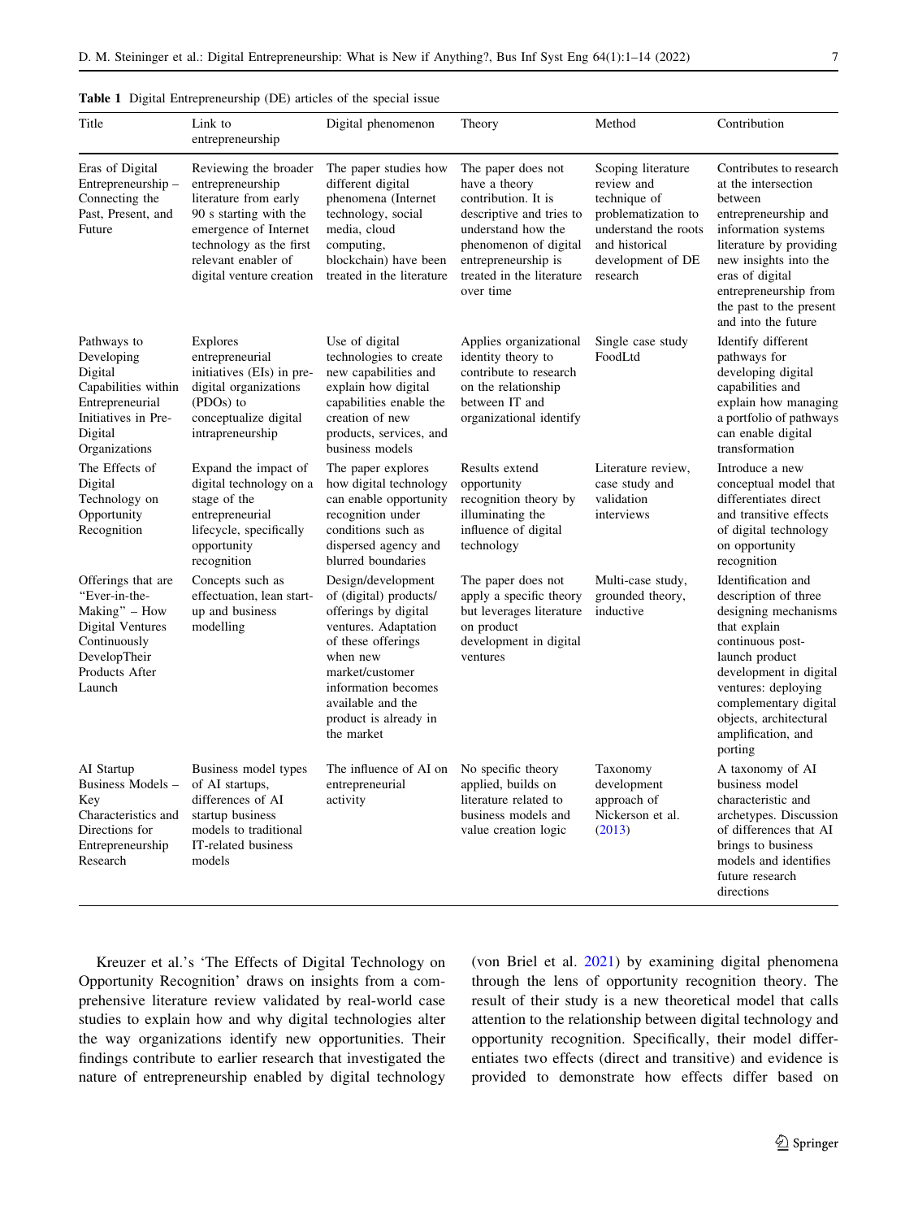**Table 1** Digital Entrepreneurship (DE) articles of the special issue

| Title | Link to entrepreneurship | Digital phenomenon | Theory | Method | Contribution |
|---|---|---|---|---|---|
| Eras of Digital Entrepreneurship – Connecting the Past, Present, and Future | Reviewing the broader entrepreneurship literature from early 90 s starting with the emergence of Internet technology as the first relevant enabler of digital venture creation | The paper studies how different digital phenomena (Internet technology, social media, cloud computing, blockchain) have been treated in the literature | The paper does not have a theory contribution. It is descriptive and tries to understand how the phenomenon of digital entrepreneurship is treated in the literature over time | Scoping literature review and technique of problematization to understand the roots and historical development of DE research | Contributes to research at the intersection between entrepreneurship and information systems literature by providing new insights into the eras of digital entrepreneurship from the past to the present and into the future |
| Pathways to Developing Digital Capabilities within Entrepreneurial Initiatives in Pre-Digital Organizations | Explores entrepreneurial initiatives (EIs) in pre-digital organizations (PDOs) to conceptualize digital intrapreneurship | Use of digital technologies to create new capabilities and explain how digital capabilities enable the creation of new products, services, and business models | Applies organizational identity theory to contribute to research on the relationship between IT and organizational identify | Single case study FoodLtd | Identify different pathways for developing digital capabilities and explain how managing a portfolio of pathways can enable digital transformation |
| The Effects of Digital Technology on Opportunity Recognition | Expand the impact of digital technology on a stage of the entrepreneurial lifecycle, specifically opportunity recognition | The paper explores how digital technology can enable opportunity recognition under conditions such as dispersed agency and blurred boundaries | Results extend opportunity recognition theory by illuminating the influence of digital technology | Literature review, case study and validation interviews | Introduce a new conceptual model that differentiates direct and transitive effects of digital technology on opportunity recognition |
| Offerings that are "Ever-in-the-Making" – How Digital Ventures Continuously DevelopTheir Products After Launch | Concepts such as effectuation, lean start-up and business modelling | Design/development of (digital) products/ offerings by digital ventures. Adaptation of these offerings when new market/customer information becomes available and the product is already in the market | The paper does not apply a specific theory but leverages literature on product development in digital ventures | Multi-case study, grounded theory, inductive | Identification and description of three designing mechanisms that explain continuous post-launch product development in digital ventures: deploying complementary digital objects, architectural amplification, and porting |
| AI Startup Business Models – Key Characteristics and Directions for Entrepreneurship Research | Business model types of AI startups, differences of AI startup business models to traditional IT-related business models | The influence of AI on entrepreneurial activity | No specific theory applied, builds on literature related to business models and value creation logic | Taxonomy development approach of Nickerson et al. (2013) | A taxonomy of AI business model characteristic and archetypes. Discussion of differences that AI brings to business models and identifies future research directions |

Kreuzer et al.'s 'The Effects of Digital Technology on Opportunity Recognition' draws on insights from a comprehensive literature review validated by real-world case studies to explain how and why digital technologies alter the way organizations identify new opportunities. Their findings contribute to earlier research that investigated the nature of entrepreneurship enabled by digital technology (von Briel et al. 2021) by examining digital phenomena through the lens of opportunity recognition theory. The result of their study is a new theoretical model that calls attention to the relationship between digital technology and opportunity recognition. Specifically, their model differentiates two effects (direct and transitive) and evidence is provided to demonstrate how effects differ based on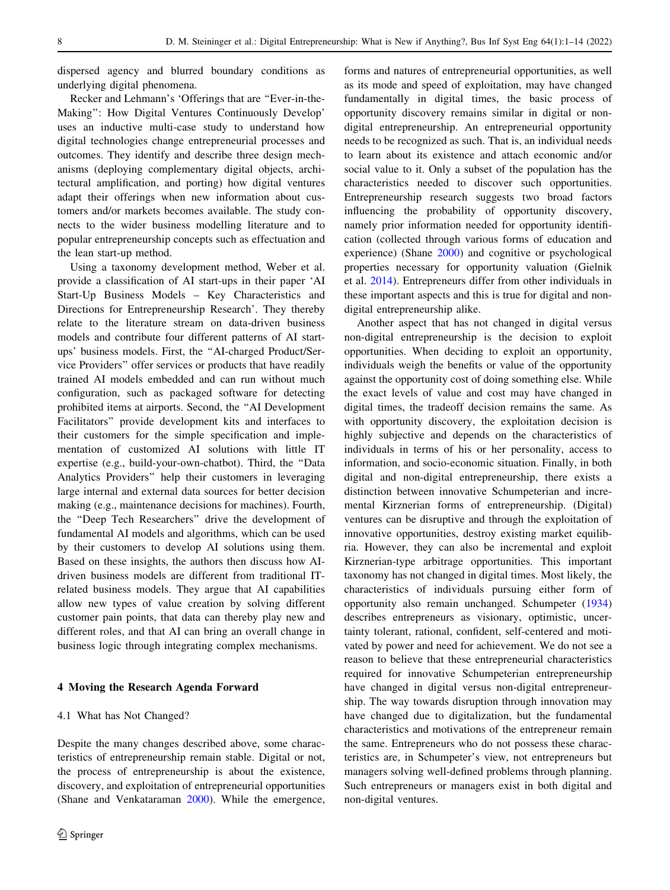dispersed agency and blurred boundary conditions as underlying digital phenomena.

Recker and Lehmann's 'Offerings that are "Ever-in-the-Making": How Digital Ventures Continuously Develop' uses an inductive multi-case study to understand how digital technologies change entrepreneurial processes and outcomes. They identify and describe three design mechanisms (deploying complementary digital objects, architectural amplification, and porting) how digital ventures adapt their offerings when new information about customers and/or markets becomes available. The study connects to the wider business modelling literature and to popular entrepreneurship concepts such as effectuation and the lean start-up method.

Using a taxonomy development method, Weber et al. provide a classification of AI start-ups in their paper 'AI Start-Up Business Models – Key Characteristics and Directions for Entrepreneurship Research'. They thereby relate to the literature stream on data-driven business models and contribute four different patterns of AI start-ups' business models. First, the "AI-charged Product/Service Providers" offer services or products that have readily trained AI models embedded and can run without much configuration, such as packaged software for detecting prohibited items at airports. Second, the "AI Development Facilitators" provide development kits and interfaces to their customers for the simple specification and implementation of customized AI solutions with little IT expertise (e.g., build-your-own-chatbot). Third, the "Data Analytics Providers" help their customers in leveraging large internal and external data sources for better decision making (e.g., maintenance decisions for machines). Fourth, the "Deep Tech Researchers" drive the development of fundamental AI models and algorithms, which can be used by their customers to develop AI solutions using them. Based on these insights, the authors then discuss how AI-driven business models are different from traditional IT-related business models. They argue that AI capabilities allow new types of value creation by solving different customer pain points, that data can thereby play new and different roles, and that AI can bring an overall change in business logic through integrating complex mechanisms.

## 4 Moving the Research Agenda Forward

### 4.1 What has Not Changed?

Despite the many changes described above, some characteristics of entrepreneurship remain stable. Digital or not, the process of entrepreneurship is about the existence, discovery, and exploitation of entrepreneurial opportunities (Shane and Venkataraman 2000). While the emergence, forms and natures of entrepreneurial opportunities, as well as its mode and speed of exploitation, may have changed fundamentally in digital times, the basic process of opportunity discovery remains similar in digital or non-digital entrepreneurship. An entrepreneurial opportunity needs to be recognized as such. That is, an individual needs to learn about its existence and attach economic and/or social value to it. Only a subset of the population has the characteristics needed to discover such opportunities. Entrepreneurship research suggests two broad factors influencing the probability of opportunity discovery, namely prior information needed for opportunity identification (collected through various forms of education and experience) (Shane 2000) and cognitive or psychological properties necessary for opportunity valuation (Gielnik et al. 2014). Entrepreneurs differ from other individuals in these important aspects and this is true for digital and non-digital entrepreneurship alike.

Another aspect that has not changed in digital versus non-digital entrepreneurship is the decision to exploit opportunities. When deciding to exploit an opportunity, individuals weigh the benefits or value of the opportunity against the opportunity cost of doing something else. While the exact levels of value and cost may have changed in digital times, the tradeoff decision remains the same. As with opportunity discovery, the exploitation decision is highly subjective and depends on the characteristics of individuals in terms of his or her personality, access to information, and socio-economic situation. Finally, in both digital and non-digital entrepreneurship, there exists a distinction between innovative Schumpeterian and incremental Kirznerian forms of entrepreneurship. (Digital) ventures can be disruptive and through the exploitation of innovative opportunities, destroy existing market equilibria. However, they can also be incremental and exploit Kirznerian-type arbitrage opportunities. This important taxonomy has not changed in digital times. Most likely, the characteristics of individuals pursuing either form of opportunity also remain unchanged. Schumpeter (1934) describes entrepreneurs as visionary, optimistic, uncertainty tolerant, rational, confident, self-centered and motivated by power and need for achievement. We do not see a reason to believe that these entrepreneurial characteristics required for innovative Schumpeterian entrepreneurship have changed in digital versus non-digital entrepreneurship. The way towards disruption through innovation may have changed due to digitalization, but the fundamental characteristics and motivations of the entrepreneur remain the same. Entrepreneurs who do not possess these characteristics are, in Schumpeter's view, not entrepreneurs but managers solving well-defined problems through planning. Such entrepreneurs or managers exist in both digital and non-digital ventures.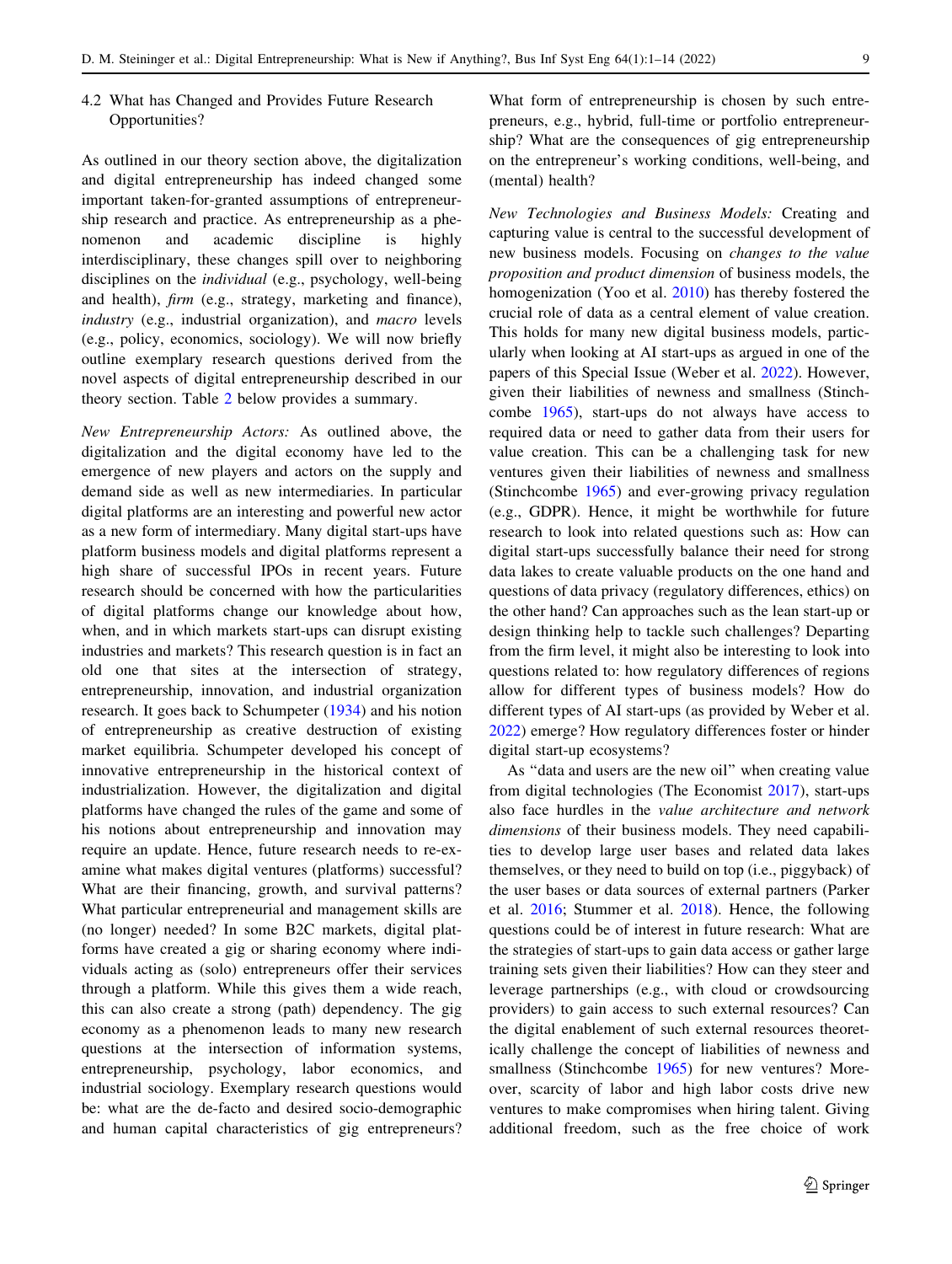### 4.2 What has Changed and Provides Future Research Opportunities?

As outlined in our theory section above, the digitalization and digital entrepreneurship has indeed changed some important taken-for-granted assumptions of entrepreneurship research and practice. As entrepreneurship as a phenomenon and academic discipline is highly interdisciplinary, these changes spill over to neighboring disciplines on the *individual* (e.g., psychology, well-being and health), *firm* (e.g., strategy, marketing and finance), *industry* (e.g., industrial organization), and *macro* levels (e.g., policy, economics, sociology). We will now briefly outline exemplary research questions derived from the novel aspects of digital entrepreneurship described in our theory section. Table 2 below provides a summary.

*New Entrepreneurship Actors:* As outlined above, the digitalization and the digital economy have led to the emergence of new players and actors on the supply and demand side as well as new intermediaries. In particular digital platforms are an interesting and powerful new actor as a new form of intermediary. Many digital start-ups have platform business models and digital platforms represent a high share of successful IPOs in recent years. Future research should be concerned with how the particularities of digital platforms change our knowledge about how, when, and in which markets start-ups can disrupt existing industries and markets? This research question is in fact an old one that sites at the intersection of strategy, entrepreneurship, innovation, and industrial organization research. It goes back to Schumpeter (1934) and his notion of entrepreneurship as creative destruction of existing market equilibria. Schumpeter developed his concept of innovative entrepreneurship in the historical context of industrialization. However, the digitalization and digital platforms have changed the rules of the game and some of his notions about entrepreneurship and innovation may require an update. Hence, future research needs to re-examine what makes digital ventures (platforms) successful? What are their financing, growth, and survival patterns? What particular entrepreneurial and management skills are (no longer) needed? In some B2C markets, digital platforms have created a gig or sharing economy where individuals acting as (solo) entrepreneurs offer their services through a platform. While this gives them a wide reach, this can also create a strong (path) dependency. The gig economy as a phenomenon leads to many new research questions at the intersection of information systems, entrepreneurship, psychology, labor economics, and industrial sociology. Exemplary research questions would be: what are the de-facto and desired socio-demographic and human capital characteristics of gig entrepreneurs? What form of entrepreneurship is chosen by such entrepreneurs, e.g., hybrid, full-time or portfolio entrepreneurship? What are the consequences of gig entrepreneurship on the entrepreneur's working conditions, well-being, and (mental) health?

*New Technologies and Business Models:* Creating and capturing value is central to the successful development of new business models. Focusing on *changes to the value proposition and product dimension* of business models, the homogenization (Yoo et al. 2010) has thereby fostered the crucial role of data as a central element of value creation. This holds for many new digital business models, particularly when looking at AI start-ups as argued in one of the papers of this Special Issue (Weber et al. 2022). However, given their liabilities of newness and smallness (Stinchcombe 1965), start-ups do not always have access to required data or need to gather data from their users for value creation. This can be a challenging task for new ventures given their liabilities of newness and smallness (Stinchcombe 1965) and ever-growing privacy regulation (e.g., GDPR). Hence, it might be worthwhile for future research to look into related questions such as: How can digital start-ups successfully balance their need for strong data lakes to create valuable products on the one hand and questions of data privacy (regulatory differences, ethics) on the other hand? Can approaches such as the lean start-up or design thinking help to tackle such challenges? Departing from the firm level, it might also be interesting to look into questions related to: how regulatory differences of regions allow for different types of business models? How do different types of AI start-ups (as provided by Weber et al. 2022) emerge? How regulatory differences foster or hinder digital start-up ecosystems?

As "data and users are the new oil" when creating value from digital technologies (The Economist 2017), start-ups also face hurdles in the *value architecture and network dimensions* of their business models. They need capabilities to develop large user bases and related data lakes themselves, or they need to build on top (i.e., piggyback) of the user bases or data sources of external partners (Parker et al. 2016; Stummer et al. 2018). Hence, the following questions could be of interest in future research: What are the strategies of start-ups to gain data access or gather large training sets given their liabilities? How can they steer and leverage partnerships (e.g., with cloud or crowdsourcing providers) to gain access to such external resources? Can the digital enablement of such external resources theoretically challenge the concept of liabilities of newness and smallness (Stinchcombe 1965) for new ventures? Moreover, scarcity of labor and high labor costs drive new ventures to make compromises when hiring talent. Giving additional freedom, such as the free choice of work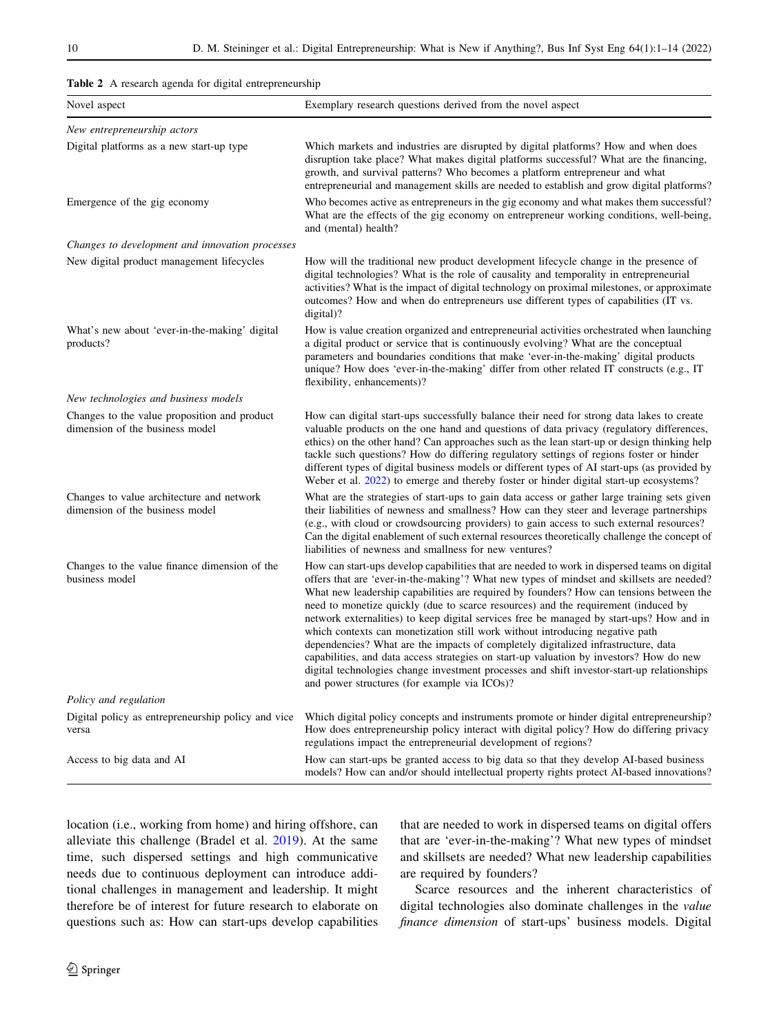**Table 2** A research agenda for digital entrepreneurship

| Novel aspect | Exemplary research questions derived from the novel aspect |
|---|---|
| *New entrepreneurship actors* | |
| Digital platforms as a new start-up type | Which markets and industries are disrupted by digital platforms? How and when does disruption take place? What makes digital platforms successful? What are the financing, growth, and survival patterns? Who becomes a platform entrepreneur and what entrepreneurial and management skills are needed to establish and grow digital platforms? |
| Emergence of the gig economy | Who becomes active as entrepreneurs in the gig economy and what makes them successful? What are the effects of the gig economy on entrepreneur working conditions, well-being, and (mental) health? |
| *Changes to development and innovation processes* | |
| New digital product management lifecycles | How will the traditional new product development lifecycle change in the presence of digital technologies? What is the role of causality and temporality in entrepreneurial activities? What is the impact of digital technology on proximal milestones, or approximate outcomes? How and when do entrepreneurs use different types of capabilities (IT vs. digital)? |
| What's new about 'ever-in-the-making' digital products? | How is value creation organized and entrepreneurial activities orchestrated when launching a digital product or service that is continuously evolving? What are the conceptual parameters and boundaries conditions that make 'ever-in-the-making' digital products unique? How does 'ever-in-the-making' differ from other related IT constructs (e.g., IT flexibility, enhancements)? |
| *New technologies and business models* | |
| Changes to the value proposition and product dimension of the business model | How can digital start-ups successfully balance their need for strong data lakes to create valuable products on the one hand and questions of data privacy (regulatory differences, ethics) on the other hand? Can approaches such as the lean start-up or design thinking help tackle such questions? How do differing regulatory settings of regions foster or hinder different types of digital business models or different types of AI start-ups (as provided by Weber et al. 2022) to emerge and thereby foster or hinder digital start-up ecosystems? |
| Changes to value architecture and network dimension of the business model | What are the strategies of start-ups to gain data access or gather large training sets given their liabilities of newness and smallness? How can they steer and leverage partnerships (e.g., with cloud or crowdsourcing providers) to gain access to such external resources? Can the digital enablement of such external resources theoretically challenge the concept of liabilities of newness and smallness for new ventures? |
| Changes to the value finance dimension of the business model | How can start-ups develop capabilities that are needed to work in dispersed teams on digital offers that are 'ever-in-the-making'? What new types of mindset and skillsets are needed? What new leadership capabilities are required by founders? How can tensions between the need to monetize quickly (due to scarce resources) and the requirement (induced by network externalities) to keep digital services free be managed by start-ups? How and in which contexts can monetization still work without introducing negative path dependencies? What are the impacts of completely digitalized infrastructure, data capabilities, and data access strategies on start-up valuation by investors? How do new digital technologies change investment processes and shift investor-start-up relationships and power structures (for example via ICOs)? |
| *Policy and regulation* | |
| Digital policy as entrepreneurship policy and vice versa | Which digital policy concepts and instruments promote or hinder digital entrepreneurship? How does entrepreneurship policy interact with digital policy? How do differing privacy regulations impact the entrepreneurial development of regions? |
| Access to big data and AI | How can start-ups be granted access to big data so that they develop AI-based business models? How can and/or should intellectual property rights protect AI-based innovations? |

location (i.e., working from home) and hiring offshore, can alleviate this challenge (Bradel et al. 2019). At the same time, such dispersed settings and high communicative needs due to continuous deployment can introduce additional challenges in management and leadership. It might therefore be of interest for future research to elaborate on questions such as: How can start-ups develop capabilities that are needed to work in dispersed teams on digital offers that are 'ever-in-the-making'? What new types of mindset and skillsets are needed? What new leadership capabilities are required by founders?

Scarce resources and the inherent characteristics of digital technologies also dominate challenges in the *value finance dimension* of start-ups' business models. Digital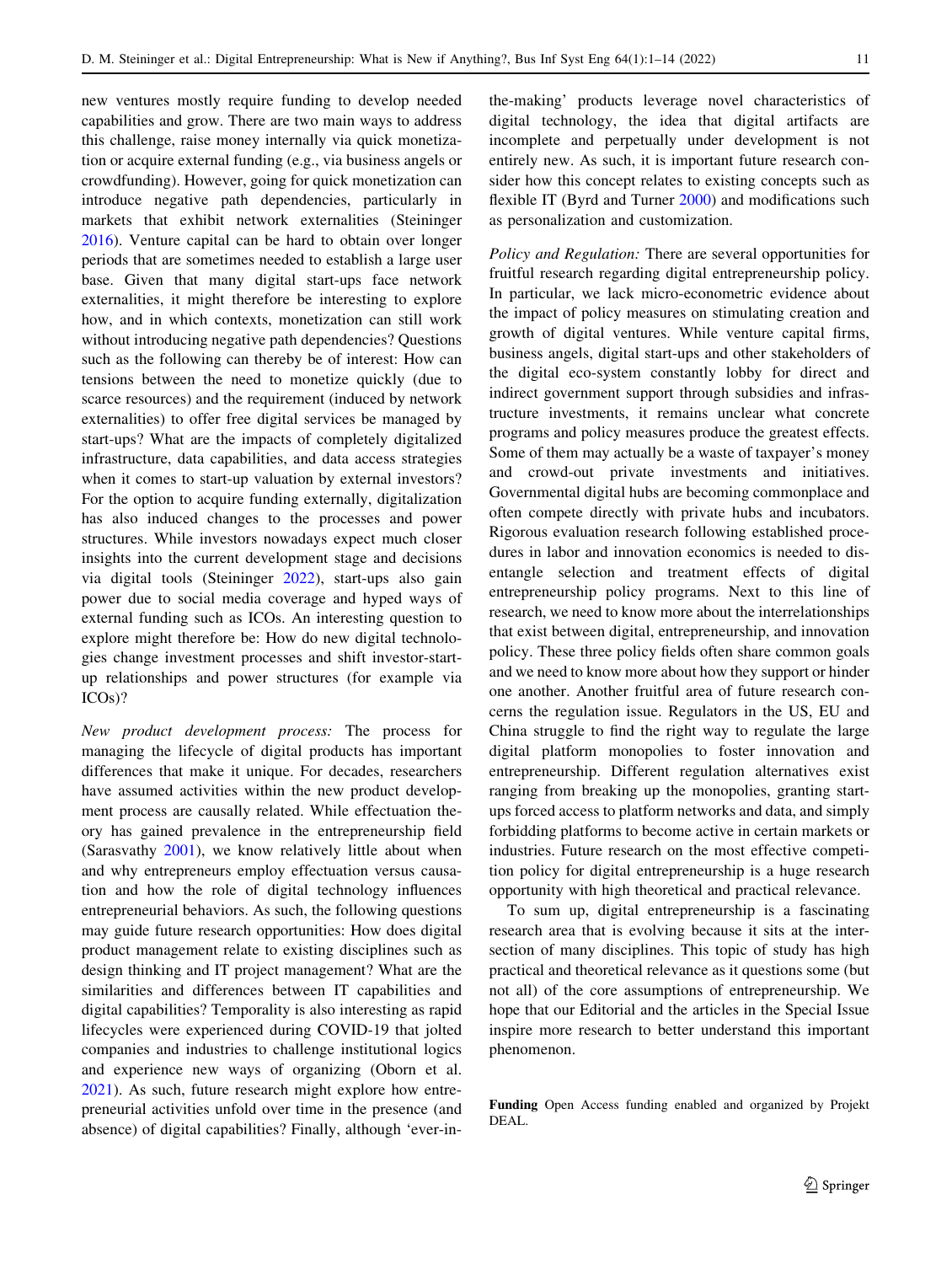new ventures mostly require funding to develop needed capabilities and grow. There are two main ways to address this challenge, raise money internally via quick monetization or acquire external funding (e.g., via business angels or crowdfunding). However, going for quick monetization can introduce negative path dependencies, particularly in markets that exhibit network externalities (Steininger 2016). Venture capital can be hard to obtain over longer periods that are sometimes needed to establish a large user base. Given that many digital start-ups face network externalities, it might therefore be interesting to explore how, and in which contexts, monetization can still work without introducing negative path dependencies? Questions such as the following can thereby be of interest: How can tensions between the need to monetize quickly (due to scarce resources) and the requirement (induced by network externalities) to offer free digital services be managed by start-ups? What are the impacts of completely digitalized infrastructure, data capabilities, and data access strategies when it comes to start-up valuation by external investors? For the option to acquire funding externally, digitalization has also induced changes to the processes and power structures. While investors nowadays expect much closer insights into the current development stage and decisions via digital tools (Steininger 2022), start-ups also gain power due to social media coverage and hyped ways of external funding such as ICOs. An interesting question to explore might therefore be: How do new digital technologies change investment processes and shift investor-start-up relationships and power structures (for example via ICOs)?

*New product development process:* The process for managing the lifecycle of digital products has important differences that make it unique. For decades, researchers have assumed activities within the new product development process are causally related. While effectuation theory has gained prevalence in the entrepreneurship field (Sarasvathy 2001), we know relatively little about when and why entrepreneurs employ effectuation versus causation and how the role of digital technology influences entrepreneurial behaviors. As such, the following questions may guide future research opportunities: How does digital product management relate to existing disciplines such as design thinking and IT project management? What are the similarities and differences between IT capabilities and digital capabilities? Temporality is also interesting as rapid lifecycles were experienced during COVID-19 that jolted companies and industries to challenge institutional logics and experience new ways of organizing (Oborn et al. 2021). As such, future research might explore how entrepreneurial activities unfold over time in the presence (and absence) of digital capabilities? Finally, although 'ever-in-the-making' products leverage novel characteristics of digital technology, the idea that digital artifacts are incomplete and perpetually under development is not entirely new. As such, it is important future research consider how this concept relates to existing concepts such as flexible IT (Byrd and Turner 2000) and modifications such as personalization and customization.

*Policy and Regulation:* There are several opportunities for fruitful research regarding digital entrepreneurship policy. In particular, we lack micro-econometric evidence about the impact of policy measures on stimulating creation and growth of digital ventures. While venture capital firms, business angels, digital start-ups and other stakeholders of the digital eco-system constantly lobby for direct and indirect government support through subsidies and infrastructure investments, it remains unclear what concrete programs and policy measures produce the greatest effects. Some of them may actually be a waste of taxpayer's money and crowd-out private investments and initiatives. Governmental digital hubs are becoming commonplace and often compete directly with private hubs and incubators. Rigorous evaluation research following established procedures in labor and innovation economics is needed to disentangle selection and treatment effects of digital entrepreneurship policy programs. Next to this line of research, we need to know more about the interrelationships that exist between digital, entrepreneurship, and innovation policy. These three policy fields often share common goals and we need to know more about how they support or hinder one another. Another fruitful area of future research concerns the regulation issue. Regulators in the US, EU and China struggle to find the right way to regulate the large digital platform monopolies to foster innovation and entrepreneurship. Different regulation alternatives exist ranging from breaking up the monopolies, granting start-ups forced access to platform networks and data, and simply forbidding platforms to become active in certain markets or industries. Future research on the most effective competition policy for digital entrepreneurship is a huge research opportunity with high theoretical and practical relevance.

To sum up, digital entrepreneurship is a fascinating research area that is evolving because it sits at the intersection of many disciplines. This topic of study has high practical and theoretical relevance as it questions some (but not all) of the core assumptions of entrepreneurship. We hope that our Editorial and the articles in the Special Issue inspire more research to better understand this important phenomenon.

**Funding** Open Access funding enabled and organized by Projekt DEAL.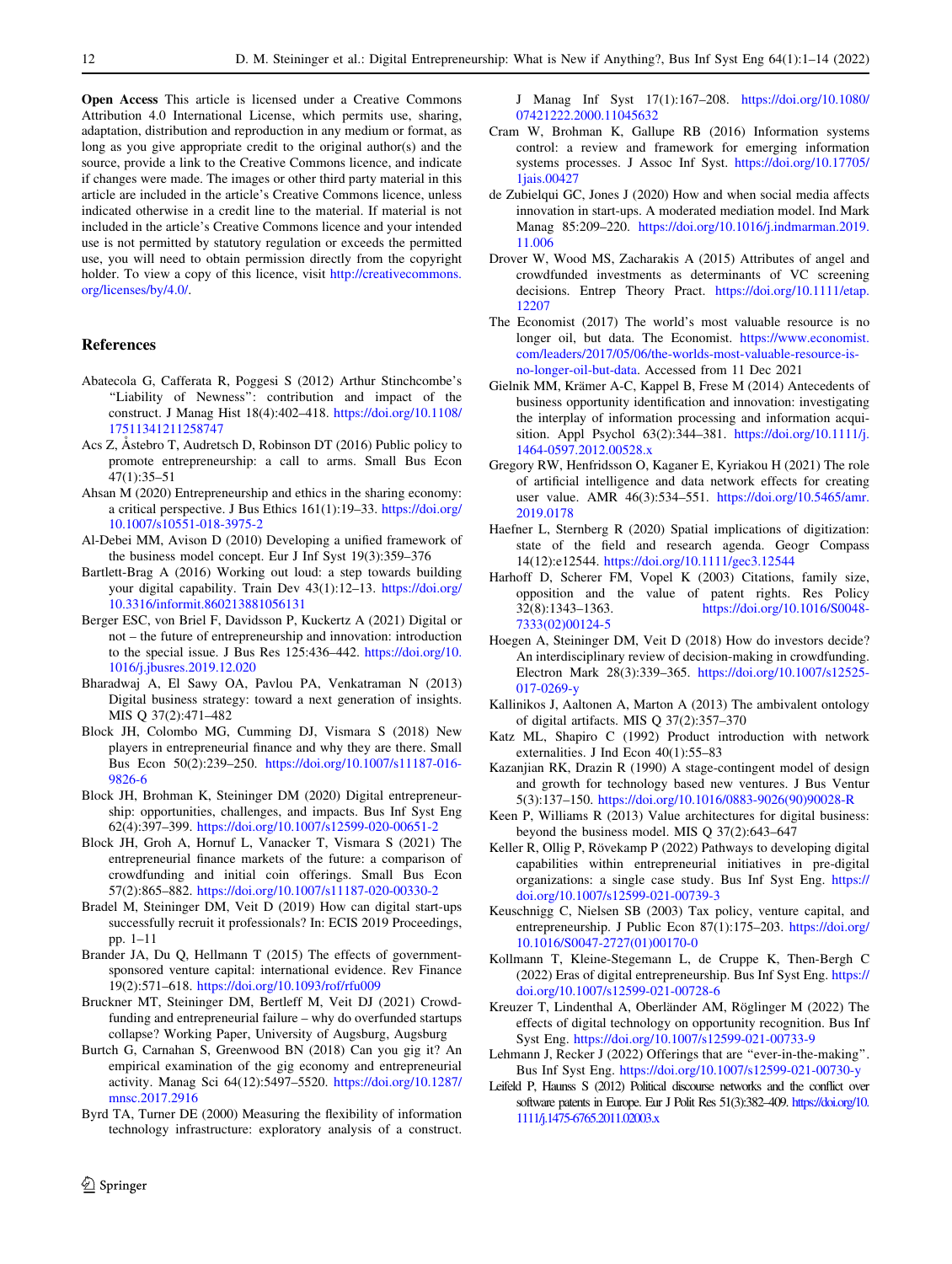**Open Access** This article is licensed under a Creative Commons Attribution 4.0 International License, which permits use, sharing, adaptation, distribution and reproduction in any medium or format, as long as you give appropriate credit to the original author(s) and the source, provide a link to the Creative Commons licence, and indicate if changes were made. The images or other third party material in this article are included in the article's Creative Commons licence, unless indicated otherwise in a credit line to the material. If material is not included in the article's Creative Commons licence and your intended use is not permitted by statutory regulation or exceeds the permitted use, you will need to obtain permission directly from the copyright holder. To view a copy of this licence, visit http://creativecommons.org/licenses/by/4.0/.

## References

Abatecola G, Cafferata R, Poggesi S (2012) Arthur Stinchcombe's "Liability of Newness": contribution and impact of the construct. J Manag Hist 18(4):402–418. https://doi.org/10.1108/17511341211258747

Acs Z, Åstebro T, Audretsch D, Robinson DT (2016) Public policy to promote entrepreneurship: a call to arms. Small Bus Econ 47(1):35–51

Ahsan M (2020) Entrepreneurship and ethics in the sharing economy: a critical perspective. J Bus Ethics 161(1):19–33. https://doi.org/10.1007/s10551-018-3975-2

Al-Debei MM, Avison D (2010) Developing a unified framework of the business model concept. Eur J Inf Syst 19(3):359–376

Bartlett-Brag A (2016) Working out loud: a step towards building your digital capability. Train Dev 43(1):12–13. https://doi.org/10.3316/informit.860213881056131

Berger ESC, von Briel F, Davidsson P, Kuckertz A (2021) Digital or not – the future of entrepreneurship and innovation: introduction to the special issue. J Bus Res 125:436–442. https://doi.org/10.1016/j.jbusres.2019.12.020

Bharadwaj A, El Sawy OA, Pavlou PA, Venkatraman N (2013) Digital business strategy: toward a next generation of insights. MIS Q 37(2):471–482

Block JH, Colombo MG, Cumming DJ, Vismara S (2018) New players in entrepreneurial finance and why they are there. Small Bus Econ 50(2):239–250. https://doi.org/10.1007/s11187-016-9826-6

Block JH, Brohman K, Steininger DM (2020) Digital entrepreneurship: opportunities, challenges, and impacts. Bus Inf Syst Eng 62(4):397–399. https://doi.org/10.1007/s12599-020-00651-2

Block JH, Groh A, Hornuf L, Vanacker T, Vismara S (2021) The entrepreneurial finance markets of the future: a comparison of crowdfunding and initial coin offerings. Small Bus Econ 57(2):865–882. https://doi.org/10.1007/s11187-020-00330-2

Bradel M, Steininger DM, Veit D (2019) How can digital start-ups successfully recruit it professionals? In: ECIS 2019 Proceedings, pp. 1–11

Brander JA, Du Q, Hellmann T (2015) The effects of government-sponsored venture capital: international evidence. Rev Finance 19(2):571–618. https://doi.org/10.1093/rof/rfu009

Bruckner MT, Steininger DM, Bertleff M, Veit DJ (2021) Crowdfunding and entrepreneurial failure – why do overfunded startups collapse? Working Paper, University of Augsburg, Augsburg

Burtch G, Carnahan S, Greenwood BN (2018) Can you gig it? An empirical examination of the gig economy and entrepreneurial activity. Manag Sci 64(12):5497–5520. https://doi.org/10.1287/mnsc.2017.2916

Byrd TA, Turner DE (2000) Measuring the flexibility of information technology infrastructure: exploratory analysis of a construct. J Manag Inf Syst 17(1):167–208. https://doi.org/10.1080/07421222.2000.11045632

Cram W, Brohman K, Gallupe RB (2016) Information systems control: a review and framework for emerging information systems processes. J Assoc Inf Syst. https://doi.org/10.17705/1jais.00427

de Zubielqui GC, Jones J (2020) How and when social media affects innovation in start-ups. A moderated mediation model. Ind Mark Manag 85:209–220. https://doi.org/10.1016/j.indmarman.2019.11.006

Drover W, Wood MS, Zacharakis A (2015) Attributes of angel and crowdfunded investments as determinants of VC screening decisions. Entrep Theory Pract. https://doi.org/10.1111/etap.12207

The Economist (2017) The world's most valuable resource is no longer oil, but data. The Economist. https://www.economist.com/leaders/2017/05/06/the-worlds-most-valuable-resource-is-no-longer-oil-but-data. Accessed from 11 Dec 2021

Gielnik MM, Krämer A-C, Kappel B, Frese M (2014) Antecedents of business opportunity identification and innovation: investigating the interplay of information processing and information acquisition. Appl Psychol 63(2):344–381. https://doi.org/10.1111/j.1464-0597.2012.00528.x

Gregory RW, Henfridsson O, Kaganer E, Kyriakou H (2021) The role of artificial intelligence and data network effects for creating user value. AMR 46(3):534–551. https://doi.org/10.5465/amr.2019.0178

Haefner L, Sternberg R (2020) Spatial implications of digitization: state of the field and research agenda. Geogr Compass 14(12):e12544. https://doi.org/10.1111/gec3.12544

Harhoff D, Scherer FM, Vopel K (2003) Citations, family size, opposition and the value of patent rights. Res Policy 32(8):1343–1363. https://doi.org/10.1016/S0048-7333(02)00124-5

Hoegen A, Steininger DM, Veit D (2018) How do investors decide? An interdisciplinary review of decision-making in crowdfunding. Electron Mark 28(3):339–365. https://doi.org/10.1007/s12525-017-0269-y

Kallinikos J, Aaltonen A, Marton A (2013) The ambivalent ontology of digital artifacts. MIS Q 37(2):357–370

Katz ML, Shapiro C (1992) Product introduction with network externalities. J Ind Econ 40(1):55–83

Kazanjian RK, Drazin R (1990) A stage-contingent model of design and growth for technology based new ventures. J Bus Ventur 5(3):137–150. https://doi.org/10.1016/0883-9026(90)90028-R

Keen P, Williams R (2013) Value architectures for digital business: beyond the business model. MIS Q 37(2):643–647

Keller R, Ollig P, Rövekamp P (2022) Pathways to developing digital capabilities within entrepreneurial initiatives in pre-digital organizations: a single case study. Bus Inf Syst Eng. https://doi.org/10.1007/s12599-021-00739-3

Keuschnigg C, Nielsen SB (2003) Tax policy, venture capital, and entrepreneurship. J Public Econ 87(1):175–203. https://doi.org/10.1016/S0047-2727(01)00170-0

Kollmann T, Kleine-Stegemann L, de Cruppe K, Then-Bergh C (2022) Eras of digital entrepreneurship. Bus Inf Syst Eng. https://doi.org/10.1007/s12599-021-00728-6

Kreuzer T, Lindenthal A, Oberländer AM, Röglinger M (2022) The effects of digital technology on opportunity recognition. Bus Inf Syst Eng. https://doi.org/10.1007/s12599-021-00733-9

Lehmann J, Recker J (2022) Offerings that are "ever-in-the-making". Bus Inf Syst Eng. https://doi.org/10.1007/s12599-021-00730-y

Leifeld P, Haunss S (2012) Political discourse networks and the conflict over software patents in Europe. Eur J Polit Res 51(3):382–409. https://doi.org/10.1111/j.1475-6765.2011.02003.x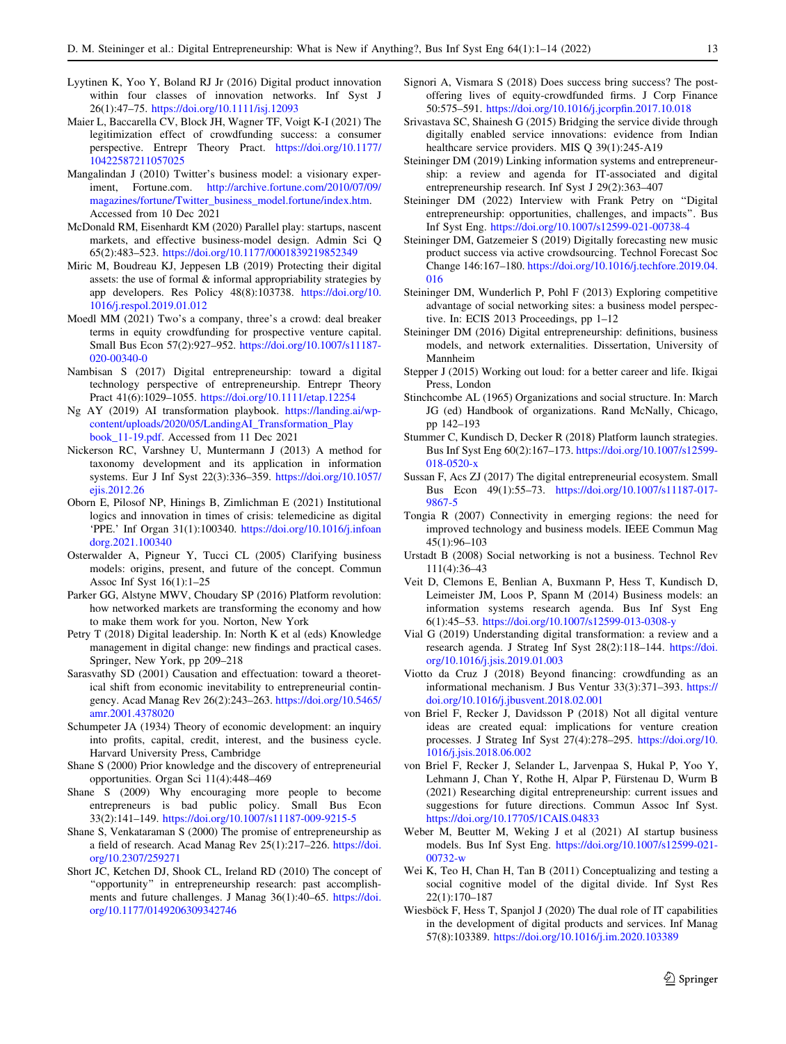Lyytinen K, Yoo Y, Boland RJ Jr (2016) Digital product innovation within four classes of innovation networks. Inf Syst J 26(1):47–75. https://doi.org/10.1111/isj.12093

Maier L, Baccarella CV, Block JH, Wagner TF, Voigt K-I (2021) The legitimization effect of crowdfunding success: a consumer perspective. Entrepr Theory Pract. https://doi.org/10.1177/10422587211057025

Mangalindan J (2010) Twitter's business model: a visionary experiment, Fortune.com. http://archive.fortune.com/2010/07/09/magazines/fortune/Twitter_business_model.fortune/index.htm. Accessed from 10 Dec 2021

McDonald RM, Eisenhardt KM (2020) Parallel play: startups, nascent markets, and effective business-model design. Admin Sci Q 65(2):483–523. https://doi.org/10.1177/0001839219852349

Miric M, Boudreau KJ, Jeppesen LB (2019) Protecting their digital assets: the use of formal & informal appropriability strategies by app developers. Res Policy 48(8):103738. https://doi.org/10.1016/j.respol.2019.01.012

Moedl MM (2021) Two's a company, three's a crowd: deal breaker terms in equity crowdfunding for prospective venture capital. Small Bus Econ 57(2):927–952. https://doi.org/10.1007/s11187-020-00340-0

Nambisan S (2017) Digital entrepreneurship: toward a digital technology perspective of entrepreneurship. Entrepr Theory Pract 41(6):1029–1055. https://doi.org/10.1111/etap.12254

Ng AY (2019) AI transformation playbook. https://landing.ai/wp-content/uploads/2020/05/LandingAI_Transformation_Playbook_11-19.pdf. Accessed from 11 Dec 2021

Nickerson RC, Varshney U, Muntermann J (2013) A method for taxonomy development and its application in information systems. Eur J Inf Syst 22(3):336–359. https://doi.org/10.1057/ejis.2012.26

Oborn E, Pilosof NP, Hinings B, Zimlichman E (2021) Institutional logics and innovation in times of crisis: telemedicine as digital 'PPE.' Inf Organ 31(1):100340. https://doi.org/10.1016/j.infoandorg.2021.100340

Osterwalder A, Pigneur Y, Tucci CL (2005) Clarifying business models: origins, present, and future of the concept. Commun Assoc Inf Syst 16(1):1–25

Parker GG, Alstyne MWV, Choudary SP (2016) Platform revolution: how networked markets are transforming the economy and how to make them work for you. Norton, New York

Petry T (2018) Digital leadership. In: North K et al (eds) Knowledge management in digital change: new findings and practical cases. Springer, New York, pp 209–218

Sarasvathy SD (2001) Causation and effectuation: toward a theoretical shift from economic inevitability to entrepreneurial contingency. Acad Manag Rev 26(2):243–263. https://doi.org/10.5465/amr.2001.4378020

Schumpeter JA (1934) Theory of economic development: an inquiry into profits, capital, credit, interest, and the business cycle. Harvard University Press, Cambridge

Shane S (2000) Prior knowledge and the discovery of entrepreneurial opportunities. Organ Sci 11(4):448–469

Shane S (2009) Why encouraging more people to become entrepreneurs is bad public policy. Small Bus Econ 33(2):141–149. https://doi.org/10.1007/s11187-009-9215-5

Shane S, Venkataraman S (2000) The promise of entrepreneurship as a field of research. Acad Manag Rev 25(1):217–226. https://doi.org/10.2307/259271

Short JC, Ketchen DJ, Shook CL, Ireland RD (2010) The concept of "opportunity" in entrepreneurship research: past accomplishments and future challenges. J Manag 36(1):40–65. https://doi.org/10.1177/0149206309342746

Signori A, Vismara S (2018) Does success bring success? The post-offering lives of equity-crowdfunded firms. J Corp Finance 50:575–591. https://doi.org/10.1016/j.jcorpfin.2017.10.018

Srivastava SC, Shainesh G (2015) Bridging the service divide through digitally enabled service innovations: evidence from Indian healthcare service providers. MIS Q 39(1):245-A19

Steininger DM (2019) Linking information systems and entrepreneurship: a review and agenda for IT-associated and digital entrepreneurship research. Inf Syst J 29(2):363–407

Steininger DM (2022) Interview with Frank Petry on "Digital entrepreneurship: opportunities, challenges, and impacts". Bus Inf Syst Eng. https://doi.org/10.1007/s12599-021-00738-4

Steininger DM, Gatzemeier S (2019) Digitally forecasting new music product success via active crowdsourcing. Technol Forecast Soc Change 146:167–180. https://doi.org/10.1016/j.techfore.2019.04.016

Steininger DM, Wunderlich P, Pohl F (2013) Exploring competitive advantage of social networking sites: a business model perspective. In: ECIS 2013 Proceedings, pp 1–12

Steininger DM (2016) Digital entrepreneurship: definitions, business models, and network externalities. Dissertation, University of Mannheim

Stepper J (2015) Working out loud: for a better career and life. Ikigai Press, London

Stinchcombe AL (1965) Organizations and social structure. In: March JG (ed) Handbook of organizations. Rand McNally, Chicago, pp 142–193

Stummer C, Kundisch D, Decker R (2018) Platform launch strategies. Bus Inf Syst Eng 60(2):167–173. https://doi.org/10.1007/s12599-018-0520-x

Sussan F, Acs ZJ (2017) The digital entrepreneurial ecosystem. Small Bus Econ 49(1):55–73. https://doi.org/10.1007/s11187-017-9867-5

Tongia R (2007) Connectivity in emerging regions: the need for improved technology and business models. IEEE Commun Mag 45(1):96–103

Urstadt B (2008) Social networking is not a business. Technol Rev 111(4):36–43

Veit D, Clemons E, Benlian A, Buxmann P, Hess T, Kundisch D, Leimeister JM, Loos P, Spann M (2014) Business models: an information systems research agenda. Bus Inf Syst Eng 6(1):45–53. https://doi.org/10.1007/s12599-013-0308-y

Vial G (2019) Understanding digital transformation: a review and a research agenda. J Strateg Inf Syst 28(2):118–144. https://doi.org/10.1016/j.jsis.2019.01.003

Viotto da Cruz J (2018) Beyond financing: crowdfunding as an informational mechanism. J Bus Ventur 33(3):371–393. https://doi.org/10.1016/j.jbusvent.2018.02.001

von Briel F, Recker J, Davidsson P (2018) Not all digital venture ideas are created equal: implications for venture creation processes. J Strateg Inf Syst 27(4):278–295. https://doi.org/10.1016/j.jsis.2018.06.002

von Briel F, Recker J, Selander L, Jarvenpaa S, Hukal P, Yoo Y, Lehmann J, Chan Y, Rothe H, Alpar P, Fürstenau D, Wurm B (2021) Researching digital entrepreneurship: current issues and suggestions for future directions. Commun Assoc Inf Syst. https://doi.org/10.17705/1CAIS.04833

Weber M, Beutter M, Weking J et al (2021) AI startup business models. Bus Inf Syst Eng. https://doi.org/10.1007/s12599-021-00732-w

Wei K, Teo H, Chan H, Tan B (2011) Conceptualizing and testing a social cognitive model of the digital divide. Inf Syst Res 22(1):170–187

Wiesböck F, Hess T, Spanjol J (2020) The dual role of IT capabilities in the development of digital products and services. Inf Manag 57(8):103389. https://doi.org/10.1016/j.im.2020.103389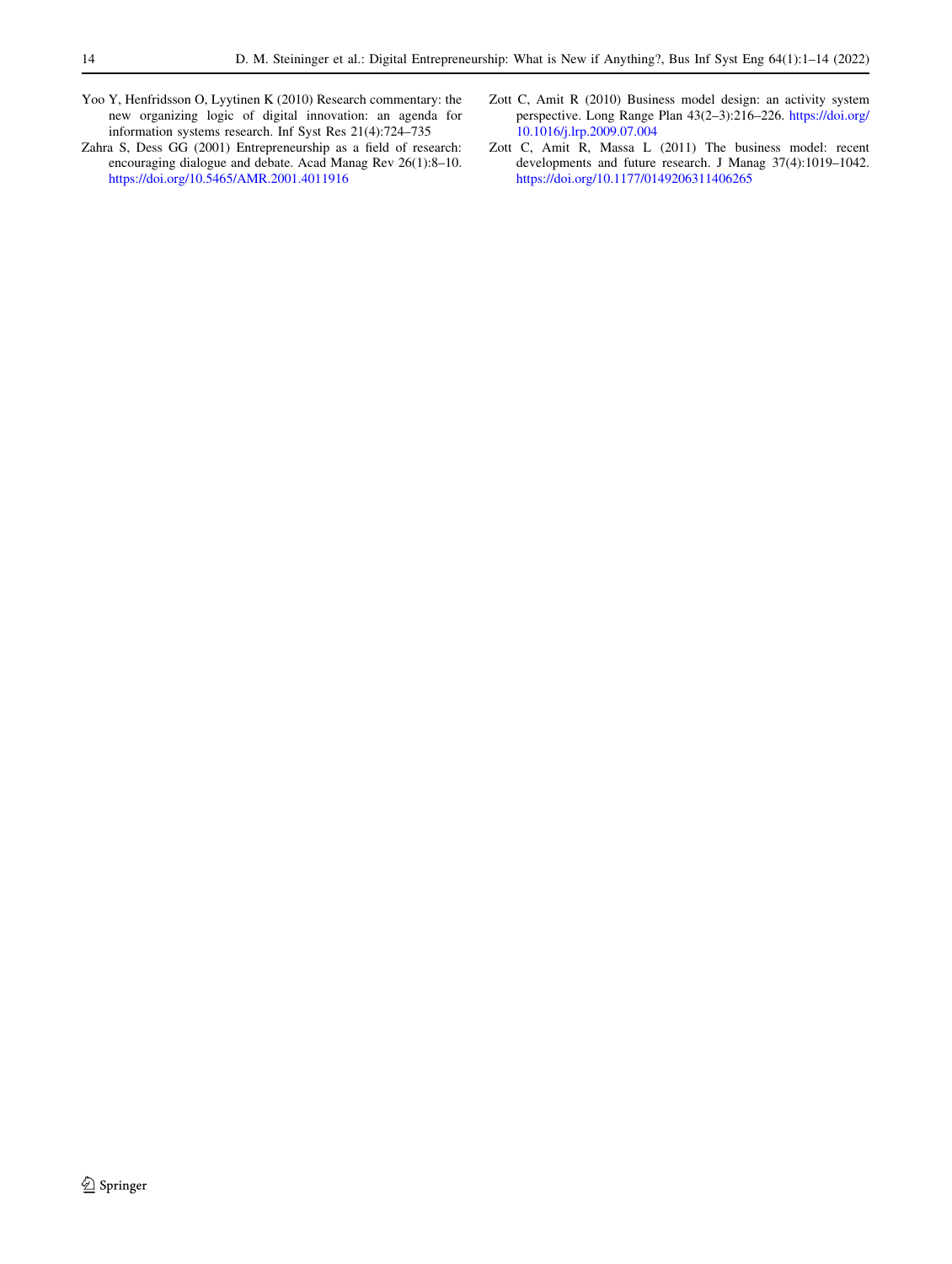Yoo Y, Henfridsson O, Lyytinen K (2010) Research commentary: the new organizing logic of digital innovation: an agenda for information systems research. Inf Syst Res 21(4):724–735

Zahra S, Dess GG (2001) Entrepreneurship as a field of research: encouraging dialogue and debate. Acad Manag Rev 26(1):8–10. https://doi.org/10.5465/AMR.2001.4011916

Zott C, Amit R (2010) Business model design: an activity system perspective. Long Range Plan 43(2–3):216–226. https://doi.org/10.1016/j.lrp.2009.07.004

Zott C, Amit R, Massa L (2011) The business model: recent developments and future research. J Manag 37(4):1019–1042. https://doi.org/10.1177/0149206311406265